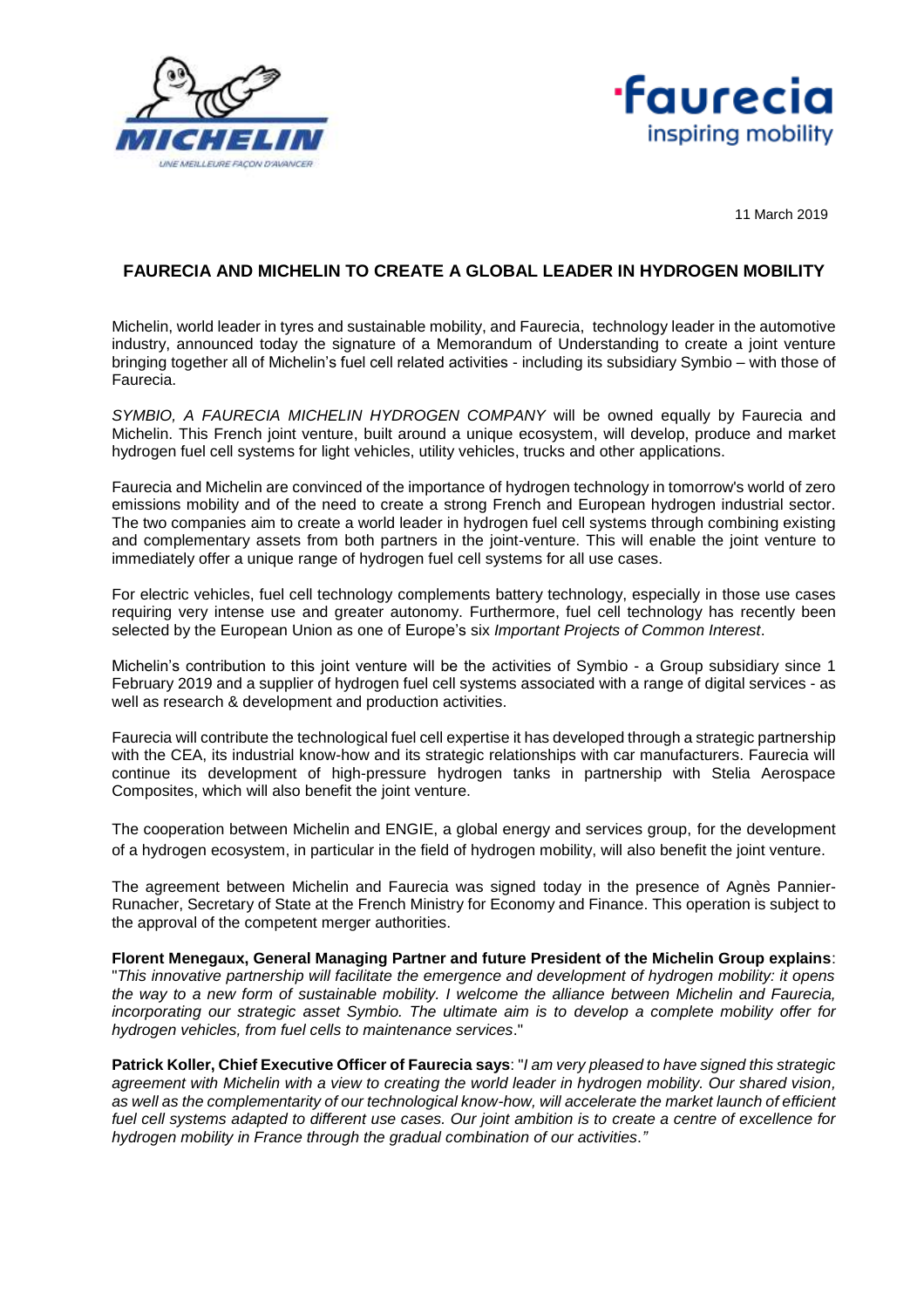11 March 2019

# FAURECIA AND MICHELIN TO CREATE A GLOBAL LEADER IN HYDROGEN MOBILITY

Michelin, world leader in tyres and sustainable mobility, and Faurecia, technology leader in the automotive industry, announced today the signature of a Memorandum of Understanding to create a joint venture bringing together all of Michelin's fuel cell related activities - including its subsidiary Symbio – with those of Faurecia.

*SYMBIO, A FAURECIA MICHELIN HYDROGEN COMPANY* will be owned equally by Faurecia and Michelin. This French joint venture, built around a unique ecosystem, will develop, produce and market hydrogen fuel cell systems for light vehicles, utility vehicles, trucks and other applications.

Faurecia and Michelin are convinced of the importance of hydrogen technology in tomorrow's world of zero emissions mobility and of the need to create a strong French and European hydrogen industrial sector. The two companies aim to create a world leader in hydrogen fuel cell systems through combining existing and complementary assets from both partners in the joint-venture. This will enable the joint venture to immediately offer a unique range of hydrogen fuel cell systems for all use cases.

For electric vehicles, fuel cell technology complements battery technology, especially in those use cases requiring very intense use and greater autonomy. Furthermore, fuel cell technology has recently been selected by the European Union as one of Europe's six *Important Projects of Common Interest*.

Michelin's contribution to this joint venture will be the activities of Symbio - a Group subsidiary since 1 February 2019 and a supplier of hydrogen fuel cell systems associated with a range of digital services - as well as research & development and production activities.

Faurecia will contribute the technological fuel cell expertise it has developed through a strategic partnership with the CEA, its industrial know-how and its strategic relationships with car manufacturers. Faurecia will continue its development of high-pressure hydrogen tanks in partnership with Stelia Aerospace Composites, which will also benefit the joint venture.

The cooperation between Michelin and ENGIE, a global energy and services group, for the development of a hydrogen ecosystem, in particular in the field of hydrogen mobility, will also benefit the joint venture.

The agreement between Michelin and Faurecia was signed today in the presence of Agnès Pannier-Runacher, Secretary of State at the French Ministry for Economy and Finance. This operation is subject to the approval of the competent merger authorities.

**Florent Menegaux, General Managing Partner and future President of the Michelin Group explains**: "*This innovative partnership will facilitate the emergence and development of hydrogen mobility: it opens the way to a new form of sustainable mobility. I welcome the alliance between Michelin and Faurecia, incorporating our strategic asset Symbio. The ultimate aim is to develop a complete mobility offer for hydrogen vehicles, from fuel cells to maintenance services*."

**Patrick Koller, Chief Executive Officer of Faurecia says**: "*I am very pleased to have signed this strategic agreement with Michelin with a view to creating the world leader in hydrogen mobility. Our shared vision, as well as the complementarity of our technological know-how, will accelerate the market launch of efficient fuel cell systems adapted to different use cases. Our joint ambition is to create a centre of excellence for hydrogen mobility in France through the gradual combination of our activities*."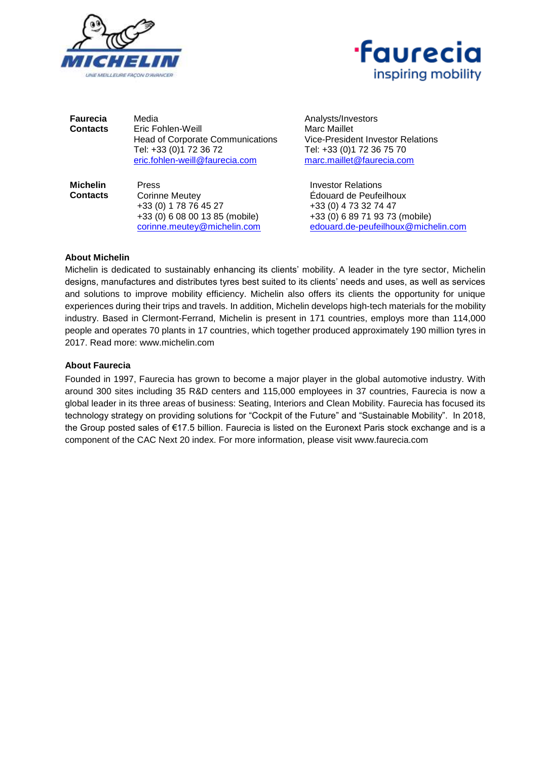| | | |
|---|---|---|
| **Faurecia Contacts** | Media<br>Eric Fohlen-Weill<br>Head of Corporate Communications<br>Tel: +33 (0)1 72 36 72<br>eric.fohlen-weill@faurecia.com | Analysts/Investors<br>Marc Maillet<br>Vice-President Investor Relations<br>Tel: +33 (0)1 72 36 75 70<br>marc.maillet@faurecia.com |
| **Michelin Contacts** | Press<br>Corinne Meutey<br>+33 (0) 1 78 76 45 27<br>+33 (0) 6 08 00 13 85 (mobile)<br>corinne.meutey@michelin.com | Investor Relations<br>Édouard de Peufeilhoux<br>+33 (0) 4 73 32 74 47<br>+33 (0) 6 89 71 93 73 (mobile)<br>edouard.de-peufeilhoux@michelin.com |

**About Michelin**

Michelin is dedicated to sustainably enhancing its clients' mobility. A leader in the tyre sector, Michelin designs, manufactures and distributes tyres best suited to its clients' needs and uses, as well as services and solutions to improve mobility efficiency. Michelin also offers its clients the opportunity for unique experiences during their trips and travels. In addition, Michelin develops high-tech materials for the mobility industry. Based in Clermont-Ferrand, Michelin is present in 171 countries, employs more than 114,000 people and operates 70 plants in 17 countries, which together produced approximately 190 million tyres in 2017. Read more: www.michelin.com

**About Faurecia**

Founded in 1997, Faurecia has grown to become a major player in the global automotive industry. With around 300 sites including 35 R&D centers and 115,000 employees in 37 countries, Faurecia is now a global leader in its three areas of business: Seating, Interiors and Clean Mobility. Faurecia has focused its technology strategy on providing solutions for "Cockpit of the Future" and "Sustainable Mobility". In 2018, the Group posted sales of €17.5 billion. Faurecia is listed on the Euronext Paris stock exchange and is a component of the CAC Next 20 index. For more information, please visit www.faurecia.com